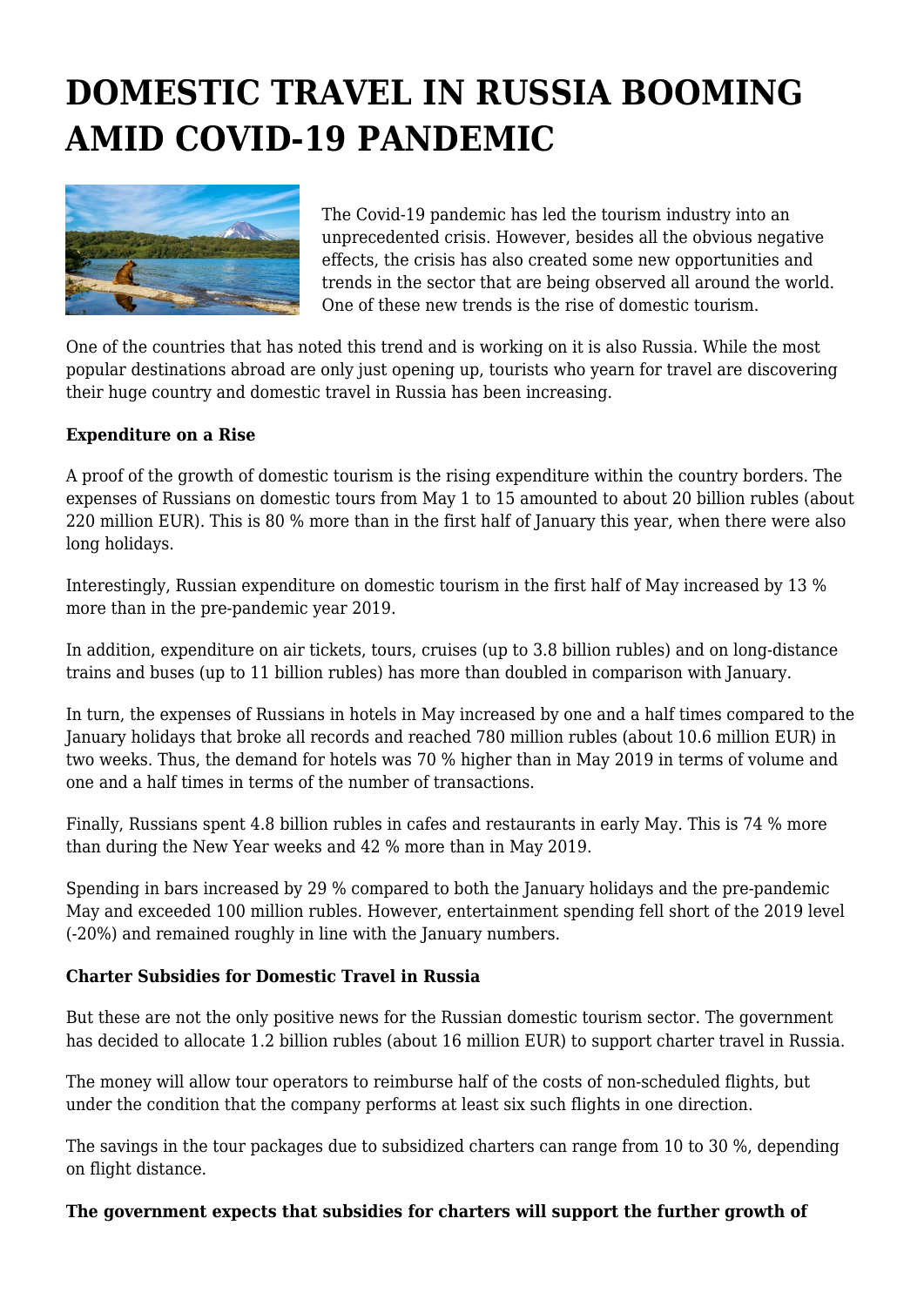# DOMESTIC TRAVEL IN RUSSIA BOOMING AMID COVID-19 PANDEMIC

The Covid-19 pandemic has led the tourism industry into an unprecedented crisis. However, besides all the obvious negative effects, the crisis has also created some new opportunities and trends in the sector that are being observed all around the world. One of these new trends is the rise of domestic tourism.

One of the countries that has noted this trend and is working on it is also Russia. While the most popular destinations abroad are only just opening up, tourists who yearn for travel are discovering their huge country and domestic travel in Russia has been increasing.

**Expenditure on a Rise**

A proof of the growth of domestic tourism is the rising expenditure within the country borders. The expenses of Russians on domestic tours from May 1 to 15 amounted to about 20 billion rubles (about 220 million EUR). This is 80 % more than in the first half of January this year, when there were also long holidays.

Interestingly, Russian expenditure on domestic tourism in the first half of May increased by 13 % more than in the pre-pandemic year 2019.

In addition, expenditure on air tickets, tours, cruises (up to 3.8 billion rubles) and on long-distance trains and buses (up to 11 billion rubles) has more than doubled in comparison with January.

In turn, the expenses of Russians in hotels in May increased by one and a half times compared to the January holidays that broke all records and reached 780 million rubles (about 10.6 million EUR) in two weeks. Thus, the demand for hotels was 70 % higher than in May 2019 in terms of volume and one and a half times in terms of the number of transactions.

Finally, Russians spent 4.8 billion rubles in cafes and restaurants in early May. This is 74 % more than during the New Year weeks and 42 % more than in May 2019.

Spending in bars increased by 29 % compared to both the January holidays and the pre-pandemic May and exceeded 100 million rubles. However, entertainment spending fell short of the 2019 level (-20%) and remained roughly in line with the January numbers.

**Charter Subsidies for Domestic Travel in Russia**

But these are not the only positive news for the Russian domestic tourism sector. The government has decided to allocate 1.2 billion rubles (about 16 million EUR) to support charter travel in Russia.

The money will allow tour operators to reimburse half of the costs of non-scheduled flights, but under the condition that the company performs at least six such flights in one direction.

The savings in the tour packages due to subsidized charters can range from 10 to 30 %, depending on flight distance.

**The government expects that subsidies for charters will support the further growth of**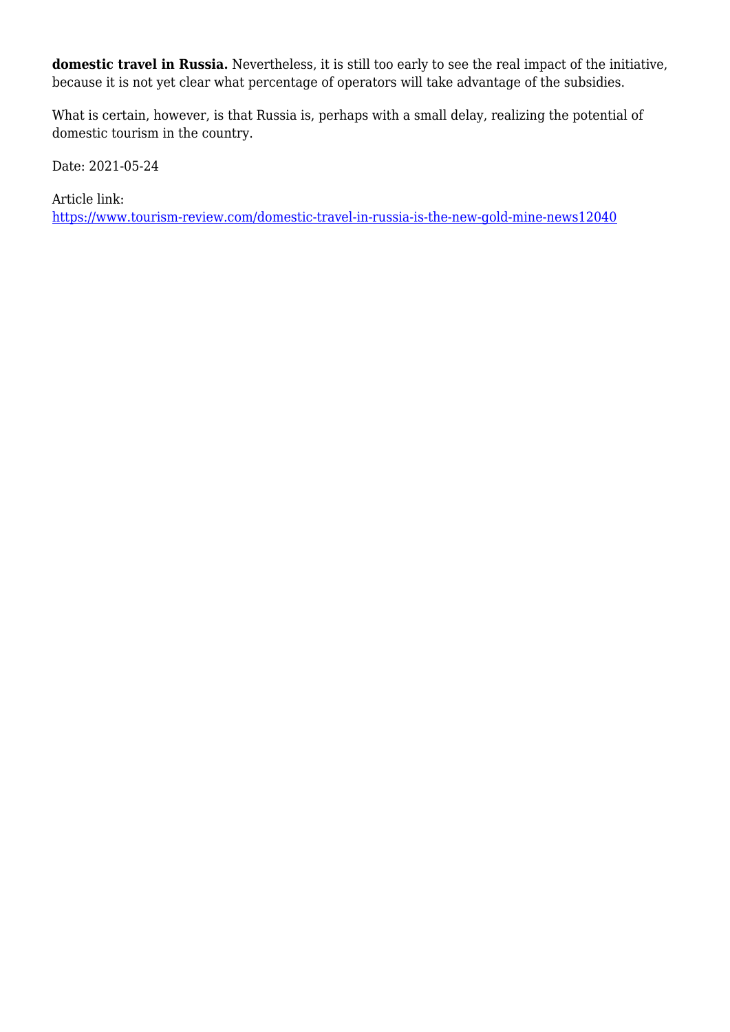**domestic travel in Russia.** Nevertheless, it is still too early to see the real impact of the initiative, because it is not yet clear what percentage of operators will take advantage of the subsidies.

What is certain, however, is that Russia is, perhaps with a small delay, realizing the potential of domestic tourism in the country.

Date: 2021-05-24

Article link:
[https://www.tourism-review.com/domestic-travel-in-russia-is-the-new-gold-mine-news12040](https://www.tourism-review.com/domestic-travel-in-russia-is-the-new-gold-mine-news12040)